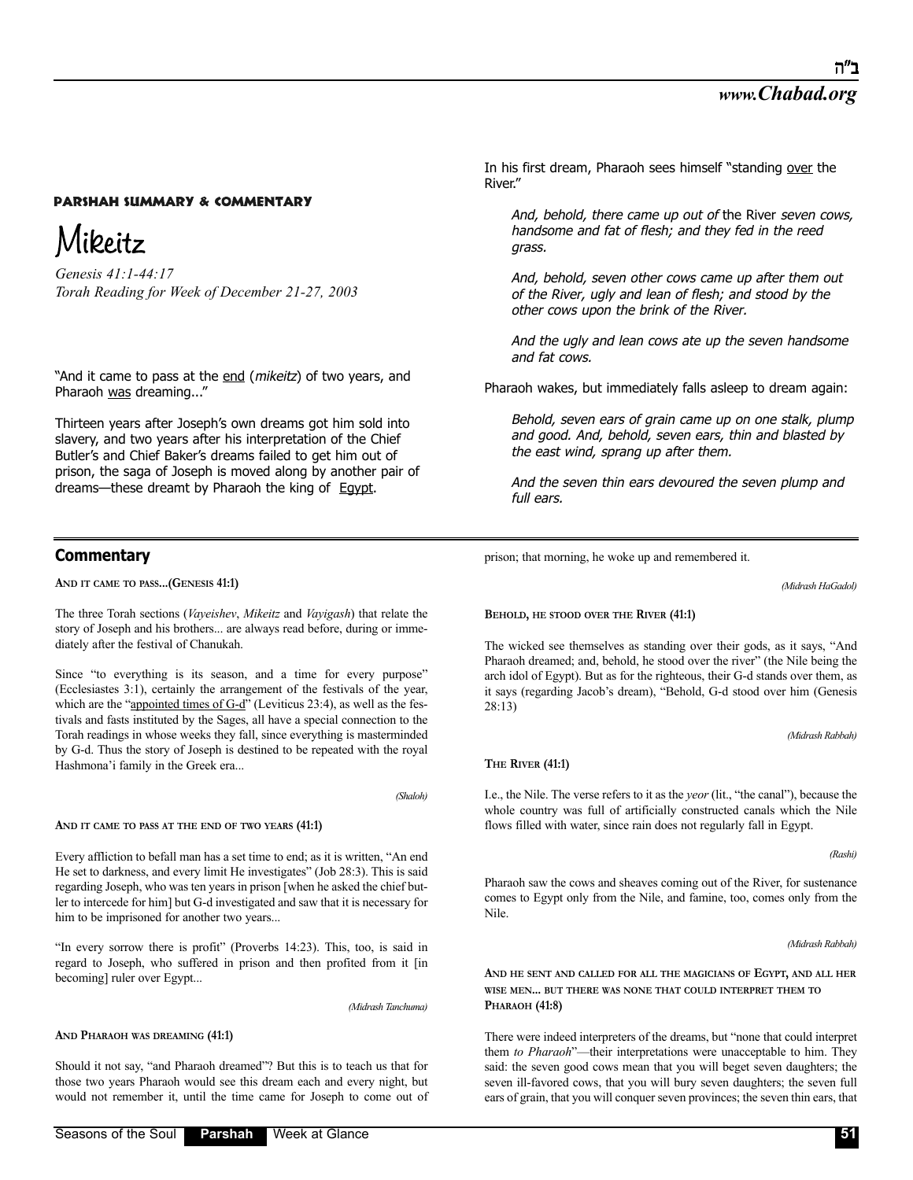### PARSHAH SUMMARY & COMMENTARY

# Mikeitz

*Genesis 41:1-44:17*
*Torah Reading for Week of December 21-27, 2003*

"And it came to pass at the end (*mikeitz*) of two years, and Pharaoh was dreaming..."

Thirteen years after Joseph's own dreams got him sold into slavery, and two years after his interpretation of the Chief Butler's and Chief Baker's dreams failed to get him out of prison, the saga of Joseph is moved along by another pair of dreams—these dreamt by Pharaoh the king of Egypt.

In his first dream, Pharaoh sees himself "standing over the River."

> *And, behold, there came up out of* the River *seven cows, handsome and fat of flesh; and they fed in the reed grass.*
>
> *And, behold, seven other cows came up after them out of the River, ugly and lean of flesh; and stood by the other cows upon the brink of the River.*
>
> *And the ugly and lean cows ate up the seven handsome and fat cows.*

Pharaoh wakes, but immediately falls asleep to dream again:

> *Behold, seven ears of grain came up on one stalk, plump and good. And, behold, seven ears, thin and blasted by the east wind, sprang up after them.*
>
> *And the seven thin ears devoured the seven plump and full ears.*

## Commentary

**AND IT CAME TO PASS...(GENESIS 41:1)**

The three Torah sections (*Vayeishev*, *Mikeitz* and *Vayigash*) that relate the story of Joseph and his brothers... are always read before, during or immediately after the festival of Chanukah.

Since "to everything is its season, and a time for every purpose" (Ecclesiastes 3:1), certainly the arrangement of the festivals of the year, which are the "appointed times of G-d" (Leviticus 23:4), as well as the festivals and fasts instituted by the Sages, all have a special connection to the Torah readings in whose weeks they fall, since everything is masterminded by G-d. Thus the story of Joseph is destined to be repeated with the royal Hashmona'i family in the Greek era...

*(Shaloh)*

**AND IT CAME TO PASS AT THE END OF TWO YEARS (41:1)**

Every affliction to befall man has a set time to end; as it is written, "An end He set to darkness, and every limit He investigates" (Job 28:3). This is said regarding Joseph, who was ten years in prison [when he asked the chief butler to intercede for him] but G-d investigated and saw that it is necessary for him to be imprisoned for another two years...

"In every sorrow there is profit" (Proverbs 14:23). This, too, is said in regard to Joseph, who suffered in prison and then profited from it [in becoming] ruler over Egypt...

*(Midrash Tanchuma)*

**AND PHARAOH WAS DREAMING (41:1)**

Should it not say, "and Pharaoh dreamed"? But this is to teach us that for those two years Pharaoh would see this dream each and every night, but would not remember it, until the time came for Joseph to come out of prison; that morning, he woke up and remembered it.

*(Midrash HaGadol)*

**BEHOLD, HE STOOD OVER THE RIVER (41:1)**

The wicked see themselves as standing over their gods, as it says, "And Pharaoh dreamed; and, behold, he stood over the river" (the Nile being the arch idol of Egypt). But as for the righteous, their G-d stands over them, as it says (regarding Jacob's dream), "Behold, G-d stood over him (Genesis 28:13)

*(Midrash Rabbah)*

**THE RIVER (41:1)**

I.e., the Nile. The verse refers to it as the *yeor* (lit., "the canal"), because the whole country was full of artificially constructed canals which the Nile flows filled with water, since rain does not regularly fall in Egypt.

*(Rashi)*

Pharaoh saw the cows and sheaves coming out of the River, for sustenance comes to Egypt only from the Nile, and famine, too, comes only from the Nile.

*(Midrash Rabbah)*

**AND HE SENT AND CALLED FOR ALL THE MAGICIANS OF EGYPT, AND ALL HER WISE MEN... BUT THERE WAS NONE THAT COULD INTERPRET THEM TO PHARAOH (41:8)**

There were indeed interpreters of the dreams, but "none that could interpret them *to Pharaoh*"—their interpretations were unacceptable to him. They said: the seven good cows mean that you will beget seven daughters; the seven ill-favored cows, that you will bury seven daughters; the seven full ears of grain, that you will conquer seven provinces; the seven thin ears, that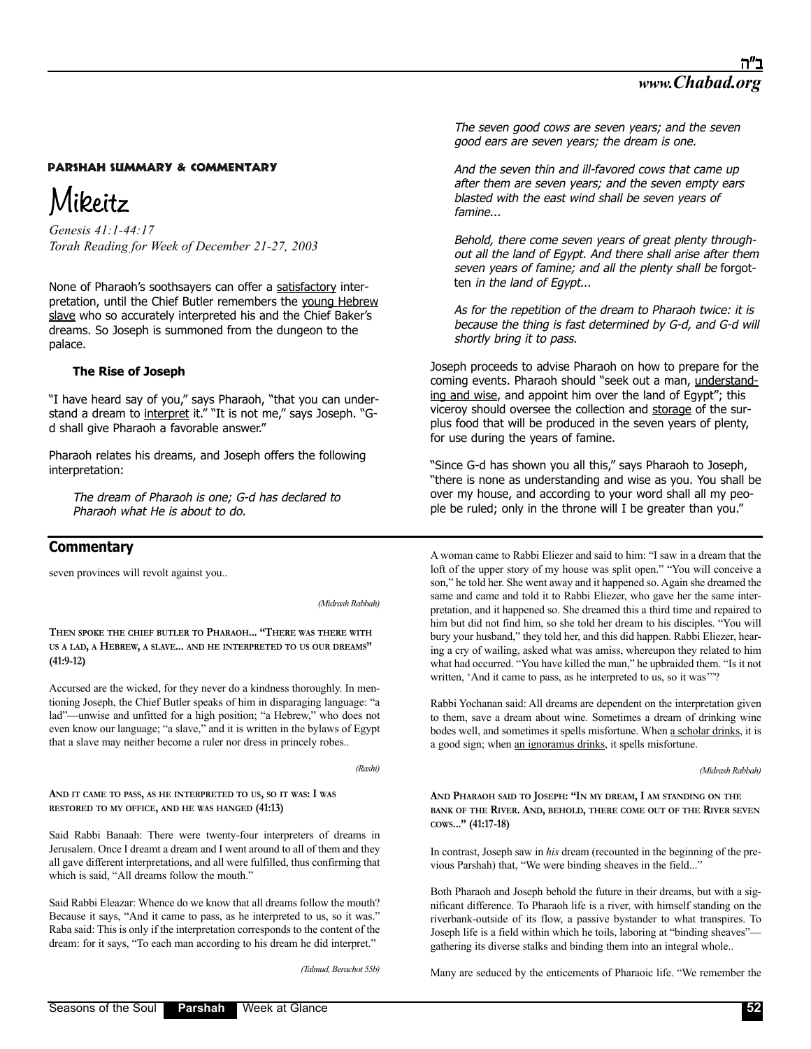## Parshah Summary & Commentary

# Mikeitz

*Genesis 41:1-44:17*
*Torah Reading for Week of December 21-27, 2003*

None of Pharaoh's soothsayers can offer a satisfactory interpretation, until the Chief Butler remembers the young Hebrew slave who so accurately interpreted his and the Chief Baker's dreams. So Joseph is summoned from the dungeon to the palace.

### The Rise of Joseph

"I have heard say of you," says Pharaoh, "that you can understand a dream to interpret it." "It is not me," says Joseph. "G-d shall give Pharaoh a favorable answer."

Pharaoh relates his dreams, and Joseph offers the following interpretation:

> *The dream of Pharaoh is one; G-d has declared to Pharaoh what He is about to do.*
>
> *The seven good cows are seven years; and the seven good ears are seven years; the dream is one.*
>
> *And the seven thin and ill-favored cows that came up after them are seven years; and the seven empty ears blasted with the east wind shall be seven years of famine...*
>
> *Behold, there come seven years of great plenty throughout all the land of Egypt. And there shall arise after them seven years of famine; and all the plenty shall be* forgotten *in the land of Egypt...*
>
> *As for the repetition of the dream to Pharaoh twice: it is because the thing is fast determined by G-d, and G-d will shortly bring it to pass.*

Joseph proceeds to advise Pharaoh on how to prepare for the coming events. Pharaoh should "seek out a man, understanding and wise, and appoint him over the land of Egypt"; this viceroy should oversee the collection and storage of the surplus food that will be produced in the seven years of plenty, for use during the years of famine.

"Since G-d has shown you all this," says Pharaoh to Joseph, "there is none as understanding and wise as you. You shall be over my house, and according to your word shall all my people be ruled; only in the throne will I be greater than you."

## Commentary

seven provinces will revolt against you..

*(Midrash Rabbah)*

**Then spoke the chief butler to Pharaoh... "There was there with us a lad, a Hebrew, a slave... and he interpreted to us our dreams" (41:9-12)**

Accursed are the wicked, for they never do a kindness thoroughly. In mentioning Joseph, the Chief Butler speaks of him in disparaging language: "a lad"—unwise and unfitted for a high position; "a Hebrew," who does not even know our language; "a slave," and it is written in the bylaws of Egypt that a slave may neither become a ruler nor dress in princely robes..

*(Rashi)*

**And it came to pass, as he interpreted to us, so it was: I was restored to my office, and he was hanged (41:13)**

Said Rabbi Banaah: There were twenty-four interpreters of dreams in Jerusalem. Once I dreamt a dream and I went around to all of them and they all gave different interpretations, and all were fulfilled, thus confirming that which is said, "All dreams follow the mouth."

Said Rabbi Eleazar: Whence do we know that all dreams follow the mouth? Because it says, "And it came to pass, as he interpreted to us, so it was." Raba said: This is only if the interpretation corresponds to the content of the dream: for it says, "To each man according to his dream he did interpret."

*(Talmud, Berachot 55b)*

A woman came to Rabbi Eliezer and said to him: "I saw in a dream that the loft of the upper story of my house was split open." "You will conceive a son," he told her. She went away and it happened so. Again she dreamed the same and came and told it to Rabbi Eliezer, who gave her the same interpretation, and it happened so. She dreamed this a third time and repaired to him but did not find him, so she told her dream to his disciples. "You will bury your husband," they told her, and this did happen. Rabbi Eliezer, hearing a cry of wailing, asked what was amiss, whereupon they related to him what had occurred. "You have killed the man," he upbraided them. "Is it not written, 'And it came to pass, as he interpreted to us, so it was'"?

Rabbi Yochanan said: All dreams are dependent on the interpretation given to them, save a dream about wine. Sometimes a dream of drinking wine bodes well, and sometimes it spells misfortune. When a scholar drinks, it is a good sign; when an ignoramus drinks, it spells misfortune.

*(Midrash Rabbah)*

**And Pharaoh said to Joseph: "In my dream, I am standing on the bank of the River. And, behold, there come out of the River seven cows..." (41:17-18)**

In contrast, Joseph saw in *his* dream (recounted in the beginning of the previous Parshah) that, "We were binding sheaves in the field..."

Both Pharaoh and Joseph behold the future in their dreams, but with a significant difference. To Pharaoh life is a river, with himself standing on the riverbank-outside of its flow, a passive bystander to what transpires. To Joseph life is a field within which he toils, laboring at "binding sheaves"—gathering its diverse stalks and binding them into an integral whole..

Many are seduced by the enticements of Pharaoic life. "We remember the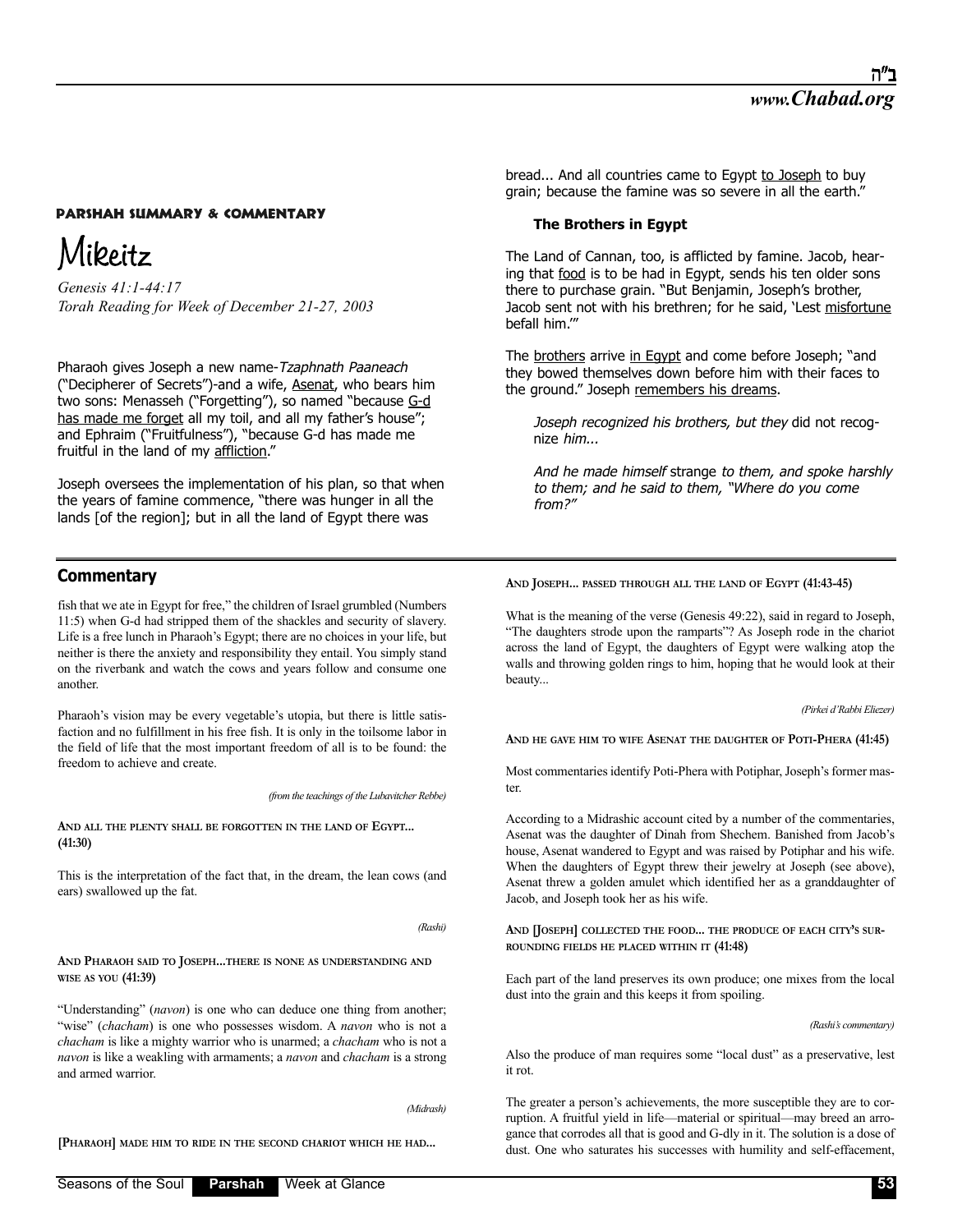**PARSHAH SUMMARY & COMMENTARY**

# Mikeitz

*Genesis 41:1-44:17*
*Torah Reading for Week of December 21-27, 2003*

Pharaoh gives Joseph a new name-*Tzaphnath Paaneach* ("Decipherer of Secrets")-and a wife, Asenat, who bears him two sons: Menasseh ("Forgetting"), so named "because G-d has made me forget all my toil, and all my father's house"; and Ephraim ("Fruitfulness"), "because G-d has made me fruitful in the land of my affliction."

Joseph oversees the implementation of his plan, so that when the years of famine commence, "there was hunger in all the lands [of the region]; but in all the land of Egypt there was bread... And all countries came to Egypt to Joseph to buy grain; because the famine was so severe in all the earth."

### The Brothers in Egypt

The Land of Cannan, too, is afflicted by famine. Jacob, hearing that food is to be had in Egypt, sends his ten older sons there to purchase grain. "But Benjamin, Joseph's brother, Jacob sent not with his brethren; for he said, 'Lest misfortune befall him.'"

The brothers arrive in Egypt and come before Joseph; "and they bowed themselves down before him with their faces to the ground." Joseph remembers his dreams.

> *Joseph recognized his brothers, but they* did not recognize *him...*
>
> *And he made himself* strange *to them, and spoke harshly to them; and he said to them, "Where do you come from?"*

## Commentary

fish that we ate in Egypt for free," the children of Israel grumbled (Numbers 11:5) when G-d had stripped them of the shackles and security of slavery. Life is a free lunch in Pharaoh's Egypt; there are no choices in your life, but neither is there the anxiety and responsibility they entail. You simply stand on the riverbank and watch the cows and years follow and consume one another.

Pharaoh's vision may be every vegetable's utopia, but there is little satisfaction and no fulfillment in his free fish. It is only in the toilsome labor in the field of life that the most important freedom of all is to be found: the freedom to achieve and create.

*(from the teachings of the Lubavitcher Rebbe)*

**AND ALL THE PLENTY SHALL BE FORGOTTEN IN THE LAND OF EGYPT... (41:30)**

This is the interpretation of the fact that, in the dream, the lean cows (and ears) swallowed up the fat.

*(Rashi)*

**AND PHARAOH SAID TO JOSEPH...THERE IS NONE AS UNDERSTANDING AND WISE AS YOU (41:39)**

"Understanding" (*navon*) is one who can deduce one thing from another; "wise" (*chacham*) is one who possesses wisdom. A *navon* who is not a *chacham* is like a mighty warrior who is unarmed; a *chacham* who is not a *navon* is like a weakling with armaments; a *navon* and *chacham* is a strong and armed warrior.

*(Midrash)*

**[PHARAOH] MADE HIM TO RIDE IN THE SECOND CHARIOT WHICH HE HAD... AND JOSEPH... PASSED THROUGH ALL THE LAND OF EGYPT (41:43-45)**

What is the meaning of the verse (Genesis 49:22), said in regard to Joseph, "The daughters strode upon the ramparts"? As Joseph rode in the chariot across the land of Egypt, the daughters of Egypt were walking atop the walls and throwing golden rings to him, hoping that he would look at their beauty...

*(Pirkei d'Rabbi Eliezer)*

**AND HE GAVE HIM TO WIFE ASENAT THE DAUGHTER OF POTI-PHERA (41:45)**

Most commentaries identify Poti-Phera with Potiphar, Joseph's former master.

According to a Midrashic account cited by a number of the commentaries, Asenat was the daughter of Dinah from Shechem. Banished from Jacob's house, Asenat wandered to Egypt and was raised by Potiphar and his wife. When the daughters of Egypt threw their jewelry at Joseph (see above), Asenat threw a golden amulet which identified her as a granddaughter of Jacob, and Joseph took her as his wife.

**AND [JOSEPH] COLLECTED THE FOOD... THE PRODUCE OF EACH CITY'S SURROUNDING FIELDS HE PLACED WITHIN IT (41:48)**

Each part of the land preserves its own produce; one mixes from the local dust into the grain and this keeps it from spoiling.

*(Rashi's commentary)*

Also the produce of man requires some "local dust" as a preservative, lest it rot.

The greater a person's achievements, the more susceptible they are to corruption. A fruitful yield in life—material or spiritual—may breed an arrogance that corrodes all that is good and G-dly in it. The solution is a dose of dust. One who saturates his successes with humility and self-effacement,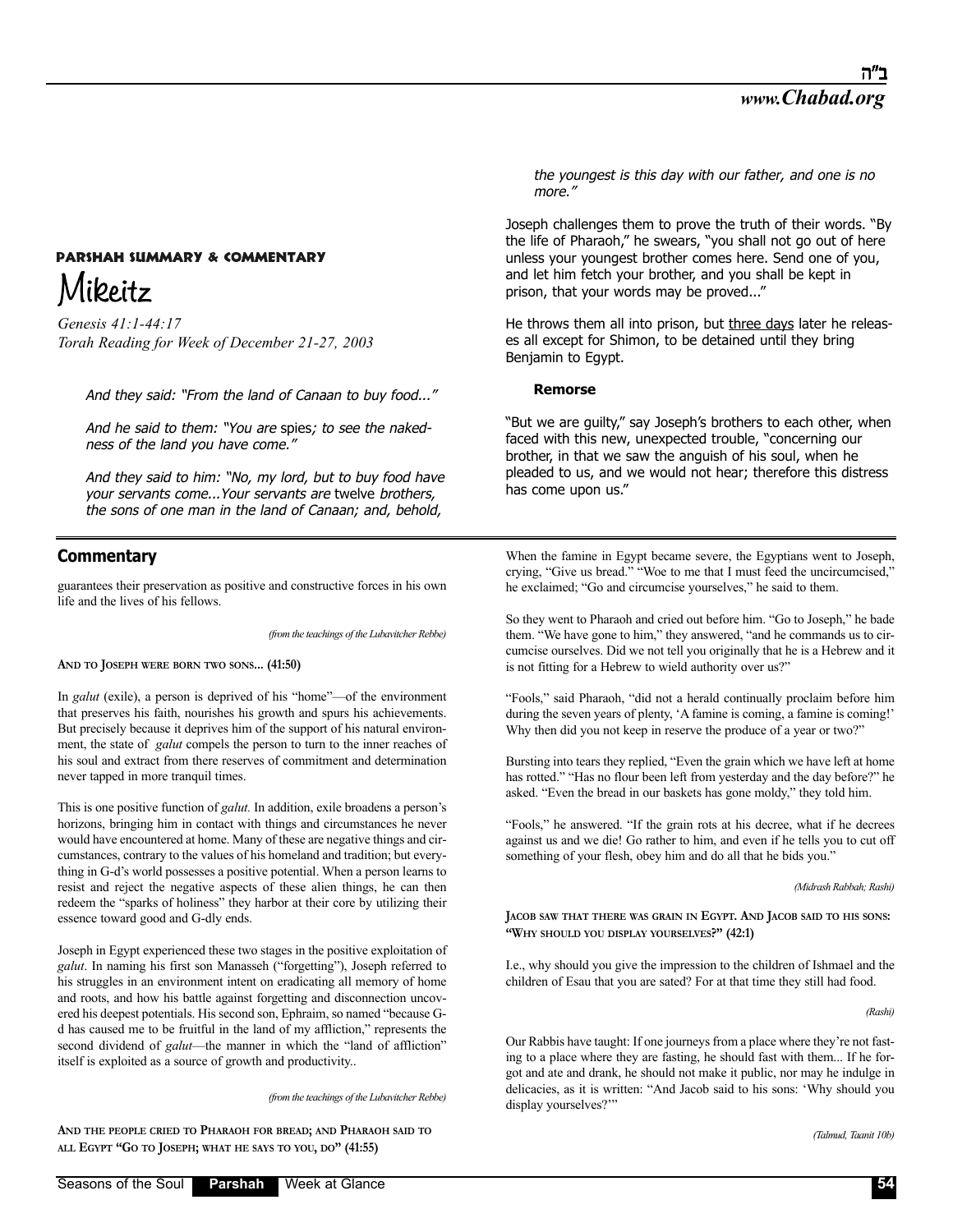## PARSHAH SUMMARY & COMMENTARY

# Mikeitz

*Genesis 41:1-44:17*
*Torah Reading for Week of December 21-27, 2003*

> *And they said: "From the land of Canaan to buy food..."*
>
> *And he said to them: "You are* spies*; to see the nakedness of the land you have come."*
>
> *And they said to him: "No, my lord, but to buy food have your servants come...Your servants are* twelve *brothers, the sons of one man in the land of Canaan; and, behold, the youngest is this day with our father, and one is no more."*

Joseph challenges them to prove the truth of their words. "By the life of Pharaoh," he swears, "you shall not go out of here unless your youngest brother comes here. Send one of you, and let him fetch your brother, and you shall be kept in prison, that your words may be proved..."

He throws them all into prison, but three days later he releases all except for Shimon, to be detained until they bring Benjamin to Egypt.

### Remorse

"But we are guilty," say Joseph's brothers to each other, when faced with this new, unexpected trouble, "concerning our brother, in that we saw the anguish of his soul, when he pleaded to us, and we would not hear; therefore this distress has come upon us."

## Commentary

guarantees their preservation as positive and constructive forces in his own life and the lives of his fellows.

*(from the teachings of the Lubavitcher Rebbe)*

**AND TO JOSEPH WERE BORN TWO SONS... (41:50)**

In *galut* (exile), a person is deprived of his "home"—of the environment that preserves his faith, nourishes his growth and spurs his achievements. But precisely because it deprives him of the support of his natural environment, the state of *galut* compels the person to turn to the inner reaches of his soul and extract from there reserves of commitment and determination never tapped in more tranquil times.

This is one positive function of *galut.* In addition, exile broadens a person's horizons, bringing him in contact with things and circumstances he never would have encountered at home. Many of these are negative things and circumstances, contrary to the values of his homeland and tradition; but everything in G-d's world possesses a positive potential. When a person learns to resist and reject the negative aspects of these alien things, he can then redeem the "sparks of holiness" they harbor at their core by utilizing their essence toward good and G-dly ends.

Joseph in Egypt experienced these two stages in the positive exploitation of *galut*. In naming his first son Manasseh ("forgetting"), Joseph referred to his struggles in an environment intent on eradicating all memory of home and roots, and how his battle against forgetting and disconnection uncovered his deepest potentials. His second son, Ephraim, so named "because G-d has caused me to be fruitful in the land of my affliction," represents the second dividend of *galut*—the manner in which the "land of affliction" itself is exploited as a source of growth and productivity..

*(from the teachings of the Lubavitcher Rebbe)*

**AND THE PEOPLE CRIED TO PHARAOH FOR BREAD; AND PHARAOH SAID TO ALL EGYPT "GO TO JOSEPH; WHAT HE SAYS TO YOU, DO" (41:55)**

When the famine in Egypt became severe, the Egyptians went to Joseph, crying, "Give us bread." "Woe to me that I must feed the uncircumcised," he exclaimed; "Go and circumcise yourselves," he said to them.

So they went to Pharaoh and cried out before him. "Go to Joseph," he bade them. "We have gone to him," they answered, "and he commands us to circumcise ourselves. Did we not tell you originally that he is a Hebrew and it is not fitting for a Hebrew to wield authority over us?"

"Fools," said Pharaoh, "did not a herald continually proclaim before him during the seven years of plenty, 'A famine is coming, a famine is coming!' Why then did you not keep in reserve the produce of a year or two?"

Bursting into tears they replied, "Even the grain which we have left at home has rotted." "Has no flour been left from yesterday and the day before?" he asked. "Even the bread in our baskets has gone moldy," they told him.

"Fools," he answered. "If the grain rots at his decree, what if he decrees against us and we die! Go rather to him, and even if he tells you to cut off something of your flesh, obey him and do all that he bids you."

*(Midrash Rabbah; Rashi)*

**JACOB SAW THAT THERE WAS GRAIN IN EGYPT. AND JACOB SAID TO HIS SONS: "WHY SHOULD YOU DISPLAY YOURSELVES?" (42:1)**

I.e., why should you give the impression to the children of Ishmael and the children of Esau that you are sated? For at that time they still had food.

*(Rashi)*

Our Rabbis have taught: If one journeys from a place where they're not fasting to a place where they are fasting, he should fast with them... If he forgot and ate and drank, he should not make it public, nor may he indulge in delicacies, as it is written: "And Jacob said to his sons: 'Why should you display yourselves?'"

*(Talmud, Taanit 10b)*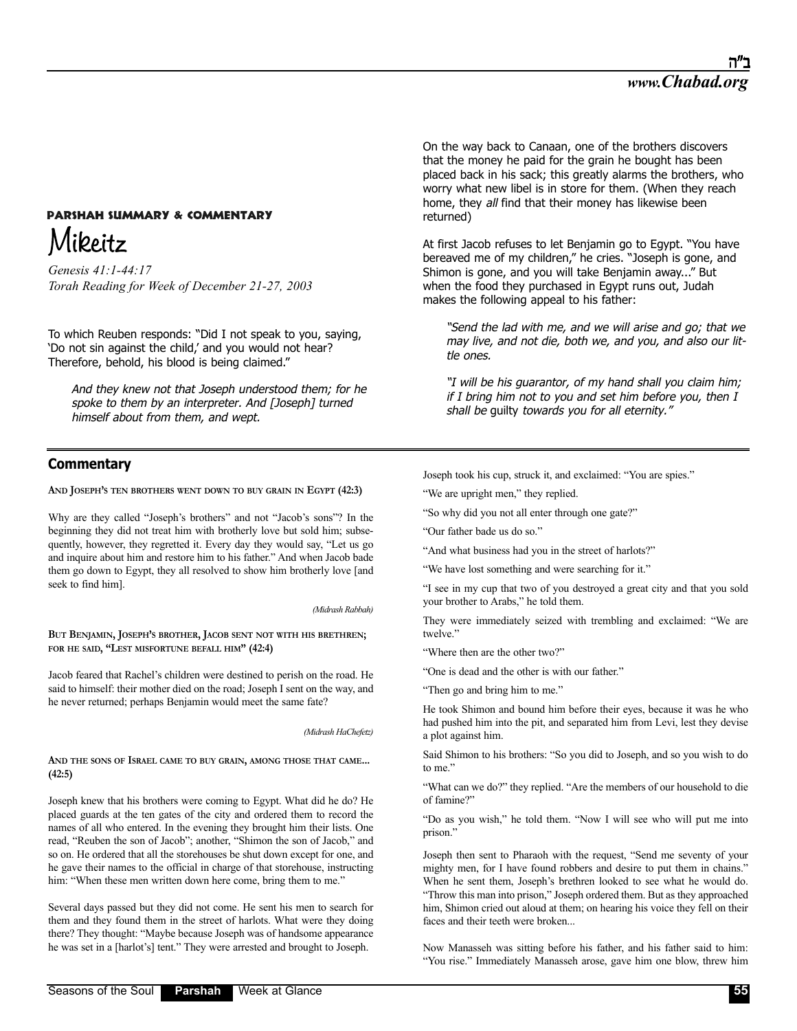# PARSHAH SUMMARY & COMMENTARY

# Mikeitz

*Genesis 41:1-44:17*
*Torah Reading for Week of December 21-27, 2003*

To which Reuben responds: "Did I not speak to you, saying, 'Do not sin against the child,' and you would not hear? Therefore, behold, his blood is being claimed."

> *And they knew not that Joseph understood them; for he spoke to them by an interpreter. And [Joseph] turned himself about from them, and wept.*

On the way back to Canaan, one of the brothers discovers that the money he paid for the grain he bought has been placed back in his sack; this greatly alarms the brothers, who worry what new libel is in store for them. (When they reach home, they *all* find that their money has likewise been returned)

At first Jacob refuses to let Benjamin go to Egypt. "You have bereaved me of my children," he cries. "Joseph is gone, and Shimon is gone, and you will take Benjamin away..." But when the food they purchased in Egypt runs out, Judah makes the following appeal to his father:

> *"Send the lad with me, and we will arise and go; that we may live, and not die, both we, and you, and also our little ones.*
>
> *"I will be his guarantor, of my hand shall you claim him; if I bring him not to you and set him before you, then I shall be* guilty *towards you for all eternity."*

## Commentary

**And Joseph's ten brothers went down to buy grain in Egypt (42:3)**

Why are they called "Joseph's brothers" and not "Jacob's sons"? In the beginning they did not treat him with brotherly love but sold him; subsequently, however, they regretted it. Every day they would say, "Let us go and inquire about him and restore him to his father." And when Jacob bade them go down to Egypt, they all resolved to show him brotherly love [and seek to find him].

*(Midrash Rabbah)*

**But Benjamin, Joseph's brother, Jacob sent not with his brethren; for he said, "Lest misfortune befall him" (42:4)**

Jacob feared that Rachel's children were destined to perish on the road. He said to himself: their mother died on the road; Joseph I sent on the way, and he never returned; perhaps Benjamin would meet the same fate?

*(Midrash HaChefetz)*

**And the sons of Israel came to buy grain, among those that came... (42:5)**

Joseph knew that his brothers were coming to Egypt. What did he do? He placed guards at the ten gates of the city and ordered them to record the names of all who entered. In the evening they brought him their lists. One read, "Reuben the son of Jacob"; another, "Shimon the son of Jacob," and so on. He ordered that all the storehouses be shut down except for one, and he gave their names to the official in charge of that storehouse, instructing him: "When these men written down here come, bring them to me."

Several days passed but they did not come. He sent his men to search for them and they found them in the street of harlots. What were they doing there? They thought: "Maybe because Joseph was of handsome appearance he was set in a [harlot's] tent." They were arrested and brought to Joseph.

Joseph took his cup, struck it, and exclaimed: "You are spies."

"We are upright men," they replied.

"So why did you not all enter through one gate?"

"Our father bade us do so."

"And what business had you in the street of harlots?"

"We have lost something and were searching for it."

"I see in my cup that two of you destroyed a great city and that you sold your brother to Arabs," he told them.

They were immediately seized with trembling and exclaimed: "We are twelve."

"Where then are the other two?"

"One is dead and the other is with our father."

"Then go and bring him to me."

He took Shimon and bound him before their eyes, because it was he who had pushed him into the pit, and separated him from Levi, lest they devise a plot against him.

Said Shimon to his brothers: "So you did to Joseph, and so you wish to do to me."

"What can we do?" they replied. "Are the members of our household to die of famine?"

"Do as you wish," he told them. "Now I will see who will put me into prison."

Joseph then sent to Pharaoh with the request, "Send me seventy of your mighty men, for I have found robbers and desire to put them in chains." When he sent them, Joseph's brethren looked to see what he would do. "Throw this man into prison," Joseph ordered them. But as they approached him, Shimon cried out aloud at them; on hearing his voice they fell on their faces and their teeth were broken...

Now Manasseh was sitting before his father, and his father said to him: "You rise." Immediately Manasseh arose, gave him one blow, threw him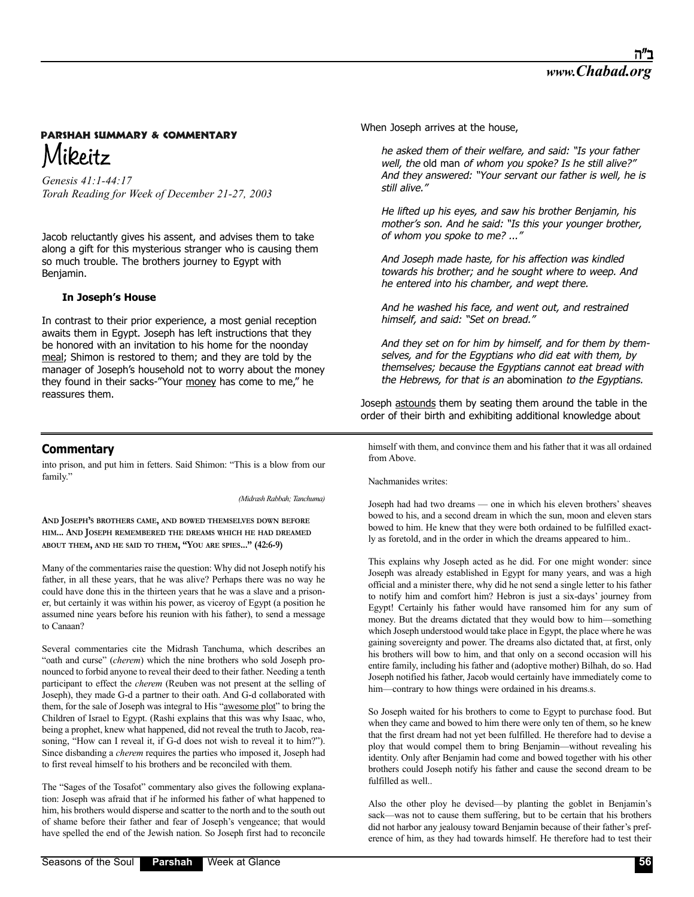## PARSHAH SUMMARY & COMMENTARY

# Mikeitz

*Genesis 41:1-44:17*
*Torah Reading for Week of December 21-27, 2003*

Jacob reluctantly gives his assent, and advises them to take along a gift for this mysterious stranger who is causing them so much trouble. The brothers journey to Egypt with Benjamin.

**In Joseph's House**

In contrast to their prior experience, a most genial reception awaits them in Egypt. Joseph has left instructions that they be honored with an invitation to his home for the noonday meal; Shimon is restored to them; and they are told by the manager of Joseph's household not to worry about the money they found in their sacks-"Your money has come to me," he reassures them.

When Joseph arrives at the house,

> *he asked them of their welfare, and said: "Is your father well, the* old man *of whom you spoke? Is he still alive?" And they answered: "Your servant our father is well, he is still alive."*
>
> *He lifted up his eyes, and saw his brother Benjamin, his mother's son. And he said: "Is this your younger brother, of whom you spoke to me? ..."*
>
> *And Joseph made haste, for his affection was kindled towards his brother; and he sought where to weep. And he entered into his chamber, and wept there.*
>
> *And he washed his face, and went out, and restrained himself, and said: "Set on bread."*
>
> *And they set on for him by himself, and for them by themselves, and for the Egyptians who did eat with them, by themselves; because the Egyptians cannot eat bread with the Hebrews, for that is an* abomination *to the Egyptians.*

Joseph astounds them by seating them around the table in the order of their birth and exhibiting additional knowledge about

## Commentary

into prison, and put him in fetters. Said Shimon: "This is a blow from our family."

*(Midrash Rabbah; Tanchuma)*

**AND JOSEPH'S BROTHERS CAME, AND BOWED THEMSELVES DOWN BEFORE HIM... AND JOSEPH REMEMBERED THE DREAMS WHICH HE HAD DREAMED ABOUT THEM, AND HE SAID TO THEM, "YOU ARE SPIES..." (42:6-9)**

Many of the commentaries raise the question: Why did not Joseph notify his father, in all these years, that he was alive? Perhaps there was no way he could have done this in the thirteen years that he was a slave and a prisoner, but certainly it was within his power, as viceroy of Egypt (a position he assumed nine years before his reunion with his father), to send a message to Canaan?

Several commentaries cite the Midrash Tanchuma, which describes an "oath and curse" (*cherem*) which the nine brothers who sold Joseph pronounced to forbid anyone to reveal their deed to their father. Needing a tenth participant to effect the *cherem* (Reuben was not present at the selling of Joseph), they made G-d a partner to their oath. And G-d collaborated with them, for the sale of Joseph was integral to His "awesome plot" to bring the Children of Israel to Egypt. (Rashi explains that this was why Isaac, who, being a prophet, knew what happened, did not reveal the truth to Jacob, reasoning, "How can I reveal it, if G-d does not wish to reveal it to him?"). Since disbanding a *cherem* requires the parties who imposed it, Joseph had to first reveal himself to his brothers and be reconciled with them.

The "Sages of the Tosafot" commentary also gives the following explanation: Joseph was afraid that if he informed his father of what happened to him, his brothers would disperse and scatter to the north and to the south out of shame before their father and fear of Joseph's vengeance; that would have spelled the end of the Jewish nation. So Joseph first had to reconcile himself with them, and convince them and his father that it was all ordained from Above.

Nachmanides writes:

Joseph had had two dreams — one in which his eleven brothers' sheaves bowed to his, and a second dream in which the sun, moon and eleven stars bowed to him. He knew that they were both ordained to be fulfilled exactly as foretold, and in the order in which the dreams appeared to him..

This explains why Joseph acted as he did. For one might wonder: since Joseph was already established in Egypt for many years, and was a high official and a minister there, why did he not send a single letter to his father to notify him and comfort him? Hebron is just a six-days' journey from Egypt! Certainly his father would have ransomed him for any sum of money. But the dreams dictated that they would bow to him—something which Joseph understood would take place in Egypt, the place where he was gaining sovereignty and power. The dreams also dictated that, at first, only his brothers will bow to him, and that only on a second occasion will his entire family, including his father and (adoptive mother) Bilhah, do so. Had Joseph notified his father, Jacob would certainly have immediately come to him—contrary to how things were ordained in his dreams.s.

So Joseph waited for his brothers to come to Egypt to purchase food. But when they came and bowed to him there were only ten of them, so he knew that the first dream had not yet been fulfilled. He therefore had to devise a ploy that would compel them to bring Benjamin—without revealing his identity. Only after Benjamin had come and bowed together with his other brothers could Joseph notify his father and cause the second dream to be fulfilled as well..

Also the other ploy he devised—by planting the goblet in Benjamin's sack—was not to cause them suffering, but to be certain that his brothers did not harbor any jealousy toward Benjamin because of their father's preference of him, as they had towards himself. He therefore had to test their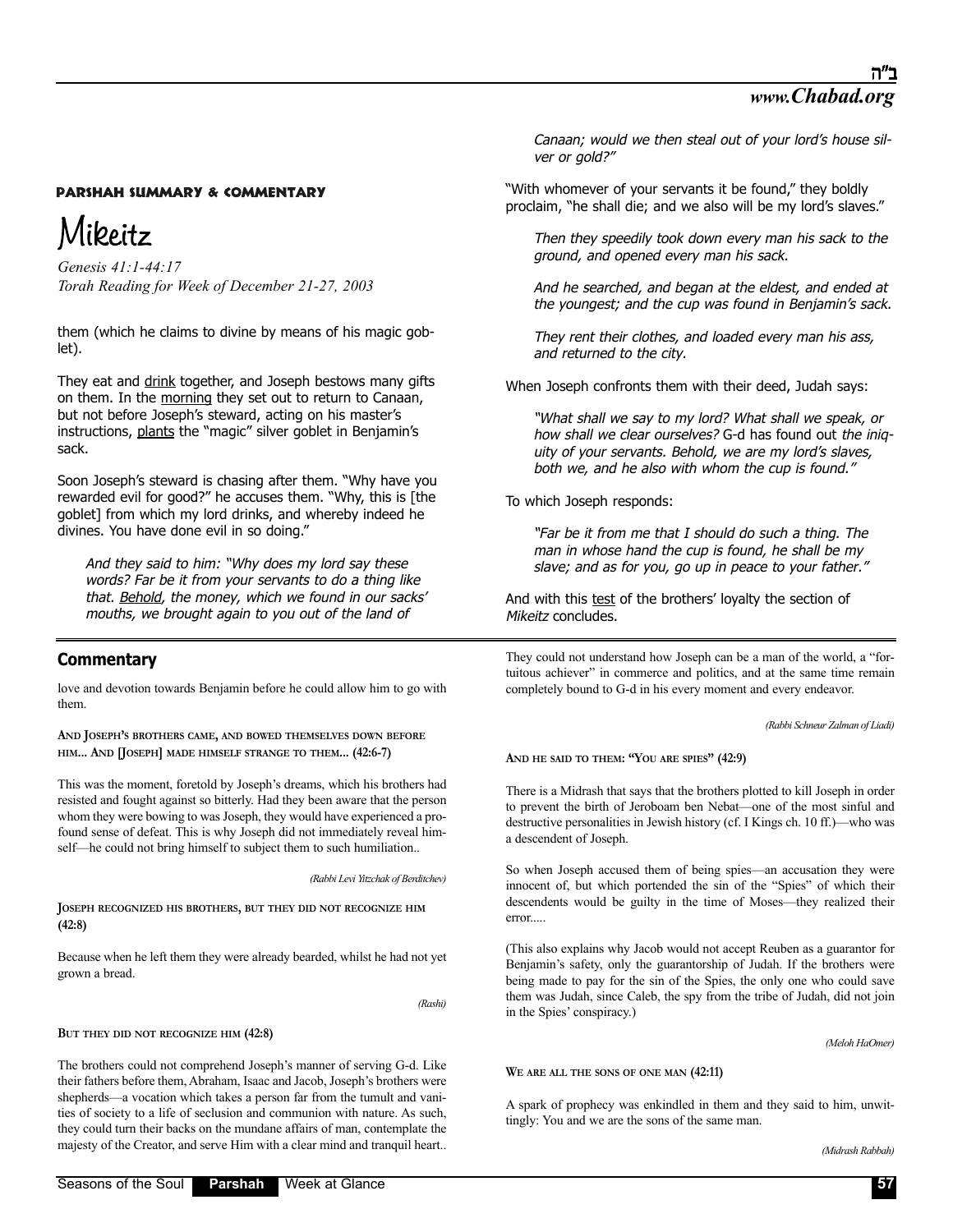#### Parshah Summary & Commentary

# Mikeitz

*Genesis 41:1-44:17*
*Torah Reading for Week of December 21-27, 2003*

them (which he claims to divine by means of his magic goblet).

They eat and drink together, and Joseph bestows many gifts on them. In the morning they set out to return to Canaan, but not before Joseph's steward, acting on his master's instructions, plants the "magic" silver goblet in Benjamin's sack.

Soon Joseph's steward is chasing after them. "Why have you rewarded evil for good?" he accuses them. "Why, this is [the goblet] from which my lord drinks, and whereby indeed he divines. You have done evil in so doing."

> *And they said to him: "Why does my lord say these words? Far be it from your servants to do a thing like that. Behold, the money, which we found in our sacks' mouths, we brought again to you out of the land of Canaan; would we then steal out of your lord's house silver or gold?"*

"With whomever of your servants it be found," they boldly proclaim, "he shall die; and we also will be my lord's slaves."

> *Then they speedily took down every man his sack to the ground, and opened every man his sack.*
>
> *And he searched, and began at the eldest, and ended at the youngest; and the cup was found in Benjamin's sack.*
>
> *They rent their clothes, and loaded every man his ass, and returned to the city.*

When Joseph confronts them with their deed, Judah says:

> *"What shall we say to my lord? What shall we speak, or how shall we clear ourselves?* G-d has found out *the iniquity of your servants. Behold, we are my lord's slaves, both we, and he also with whom the cup is found."*

To which Joseph responds:

> *"Far be it from me that I should do such a thing. The man in whose hand the cup is found, he shall be my slave; and as for you, go up in peace to your father."*

And with this test of the brothers' loyalty the section of *Mikeitz* concludes.

## Commentary

love and devotion towards Benjamin before he could allow him to go with them.

**And Joseph's brothers came, and bowed themselves down before him... And [Joseph] made himself strange to them... (42:6-7)**

This was the moment, foretold by Joseph's dreams, which his brothers had resisted and fought against so bitterly. Had they been aware that the person whom they were bowing to was Joseph, they would have experienced a profound sense of defeat. This is why Joseph did not immediately reveal himself—he could not bring himself to subject them to such humiliation..

*(Rabbi Levi Yitzchak of Berditchev)*

**Joseph recognized his brothers, but they did not recognize him (42:8)**

Because when he left them they were already bearded, whilst he had not yet grown a bread.

*(Rashi)*

**But they did not recognize him (42:8)**

The brothers could not comprehend Joseph's manner of serving G-d. Like their fathers before them, Abraham, Isaac and Jacob, Joseph's brothers were shepherds—a vocation which takes a person far from the tumult and vanities of society to a life of seclusion and communion with nature. As such, they could turn their backs on the mundane affairs of man, contemplate the majesty of the Creator, and serve Him with a clear mind and tranquil heart.. They could not understand how Joseph can be a man of the world, a "fortuitous achiever" in commerce and politics, and at the same time remain completely bound to G-d in his every moment and every endeavor.

*(Rabbi Schneur Zalman of Liadi)*

**And he said to them: "You are spies" (42:9)**

There is a Midrash that says that the brothers plotted to kill Joseph in order to prevent the birth of Jeroboam ben Nebat—one of the most sinful and destructive personalities in Jewish history (cf. I Kings ch. 10 ff.)—who was a descendent of Joseph.

So when Joseph accused them of being spies—an accusation they were innocent of, but which portended the sin of the "Spies" of which their descendents would be guilty in the time of Moses—they realized their error.....

(This also explains why Jacob would not accept Reuben as a guarantor for Benjamin's safety, only the guarantorship of Judah. If the brothers were being made to pay for the sin of the Spies, the only one who could save them was Judah, since Caleb, the spy from the tribe of Judah, did not join in the Spies' conspiracy.)

*(Meloh HaOmer)*

**We are all the sons of one man (42:11)**

A spark of prophecy was enkindled in them and they said to him, unwittingly: You and we are the sons of the same man.

*(Midrash Rabbah)*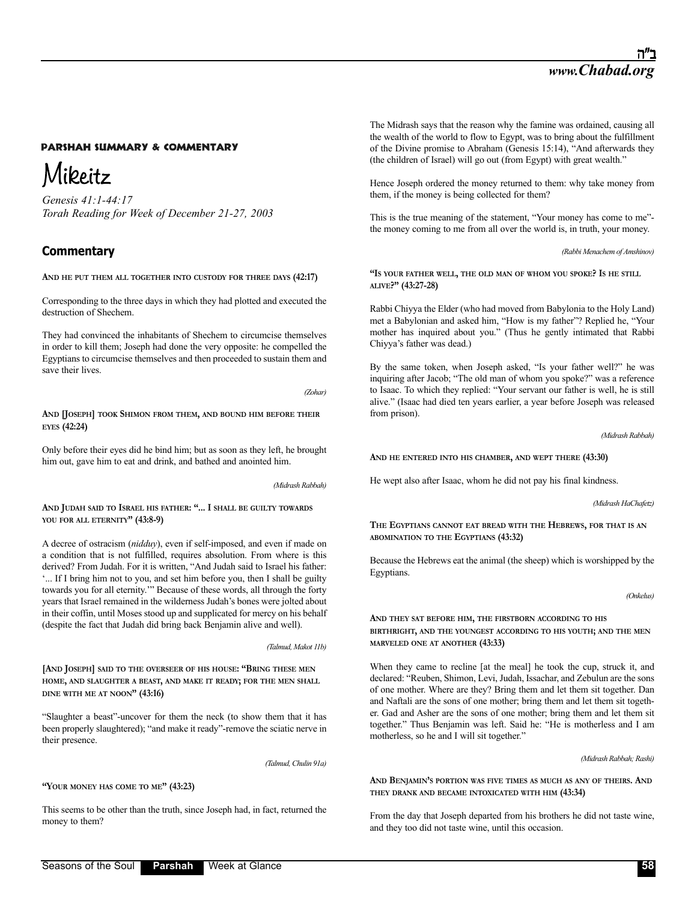## PARSHAH SUMMARY & COMMENTARY

# Mikeitz

*Genesis 41:1-44:17*
*Torah Reading for Week of December 21-27, 2003*

## Commentary

**AND HE PUT THEM ALL TOGETHER INTO CUSTODY FOR THREE DAYS (42:17)**

Corresponding to the three days in which they had plotted and executed the destruction of Shechem.

They had convinced the inhabitants of Shechem to circumcise themselves in order to kill them; Joseph had done the very opposite: he compelled the Egyptians to circumcise themselves and then proceeded to sustain them and save their lives.

*(Zohar)*

**AND [JOSEPH] TOOK SHIMON FROM THEM, AND BOUND HIM BEFORE THEIR EYES (42:24)**

Only before their eyes did he bind him; but as soon as they left, he brought him out, gave him to eat and drink, and bathed and anointed him.

*(Midrash Rabbah)*

**AND JUDAH SAID TO ISRAEL HIS FATHER: "... I SHALL BE GUILTY TOWARDS YOU FOR ALL ETERNITY" (43:8-9)**

A decree of ostracism (*nidduy*), even if self-imposed, and even if made on a condition that is not fulfilled, requires absolution. From where is this derived? From Judah. For it is written, "And Judah said to Israel his father: '... If I bring him not to you, and set him before you, then I shall be guilty towards you for all eternity.'" Because of these words, all through the forty years that Israel remained in the wilderness Judah's bones were jolted about in their coffin, until Moses stood up and supplicated for mercy on his behalf (despite the fact that Judah did bring back Benjamin alive and well).

*(Talmud, Makot 11b)*

**[AND JOSEPH] SAID TO THE OVERSEER OF HIS HOUSE: "BRING THESE MEN HOME, AND SLAUGHTER A BEAST, AND MAKE IT READY; FOR THE MEN SHALL DINE WITH ME AT NOON" (43:16)**

"Slaughter a beast"-uncover for them the neck (to show them that it has been properly slaughtered); "and make it ready"-remove the sciatic nerve in their presence.

*(Talmud, Chulin 91a)*

**"YOUR MONEY HAS COME TO ME" (43:23)**

This seems to be other than the truth, since Joseph had, in fact, returned the money to them?

The Midrash says that the reason why the famine was ordained, causing all the wealth of the world to flow to Egypt, was to bring about the fulfillment of the Divine promise to Abraham (Genesis 15:14), "And afterwards they (the children of Israel) will go out (from Egypt) with great wealth."

Hence Joseph ordered the money returned to them: why take money from them, if the money is being collected for them?

This is the true meaning of the statement, "Your money has come to me"-the money coming to me from all over the world is, in truth, your money.

*(Rabbi Menachem of Amshinov)*

**"IS YOUR FATHER WELL, THE OLD MAN OF WHOM YOU SPOKE? IS HE STILL ALIVE?" (43:27-28)**

Rabbi Chiyya the Elder (who had moved from Babylonia to the Holy Land) met a Babylonian and asked him, "How is my father"? Replied he, "Your mother has inquired about you." (Thus he gently intimated that Rabbi Chiyya's father was dead.)

By the same token, when Joseph asked, "Is your father well?" he was inquiring after Jacob; "The old man of whom you spoke?" was a reference to Isaac. To which they replied: "Your servant our father is well, he is still alive." (Isaac had died ten years earlier, a year before Joseph was released from prison).

*(Midrash Rabbah)*

**AND HE ENTERED INTO HIS CHAMBER, AND WEPT THERE (43:30)**

He wept also after Isaac, whom he did not pay his final kindness.

*(Midrash HaChafetz)*

**THE EGYPTIANS CANNOT EAT BREAD WITH THE HEBREWS, FOR THAT IS AN ABOMINATION TO THE EGYPTIANS (43:32)**

Because the Hebrews eat the animal (the sheep) which is worshipped by the Egyptians.

*(Onkelus)*

**AND THEY SAT BEFORE HIM, THE FIRSTBORN ACCORDING TO HIS BIRTHRIGHT, AND THE YOUNGEST ACCORDING TO HIS YOUTH; AND THE MEN MARVELED ONE AT ANOTHER (43:33)**

When they came to recline [at the meal] he took the cup, struck it, and declared: "Reuben, Shimon, Levi, Judah, Issachar, and Zebulun are the sons of one mother. Where are they? Bring them and let them sit together. Dan and Naftali are the sons of one mother; bring them and let them sit together. Gad and Asher are the sons of one mother; bring them and let them sit together." Thus Benjamin was left. Said he: "He is motherless and I am motherless, so he and I will sit together."

*(Midrash Rabbah; Rashi)*

**AND BENJAMIN'S PORTION WAS FIVE TIMES AS MUCH AS ANY OF THEIRS. AND THEY DRANK AND BECAME INTOXICATED WITH HIM (43:34)**

From the day that Joseph departed from his brothers he did not taste wine, and they too did not taste wine, until this occasion.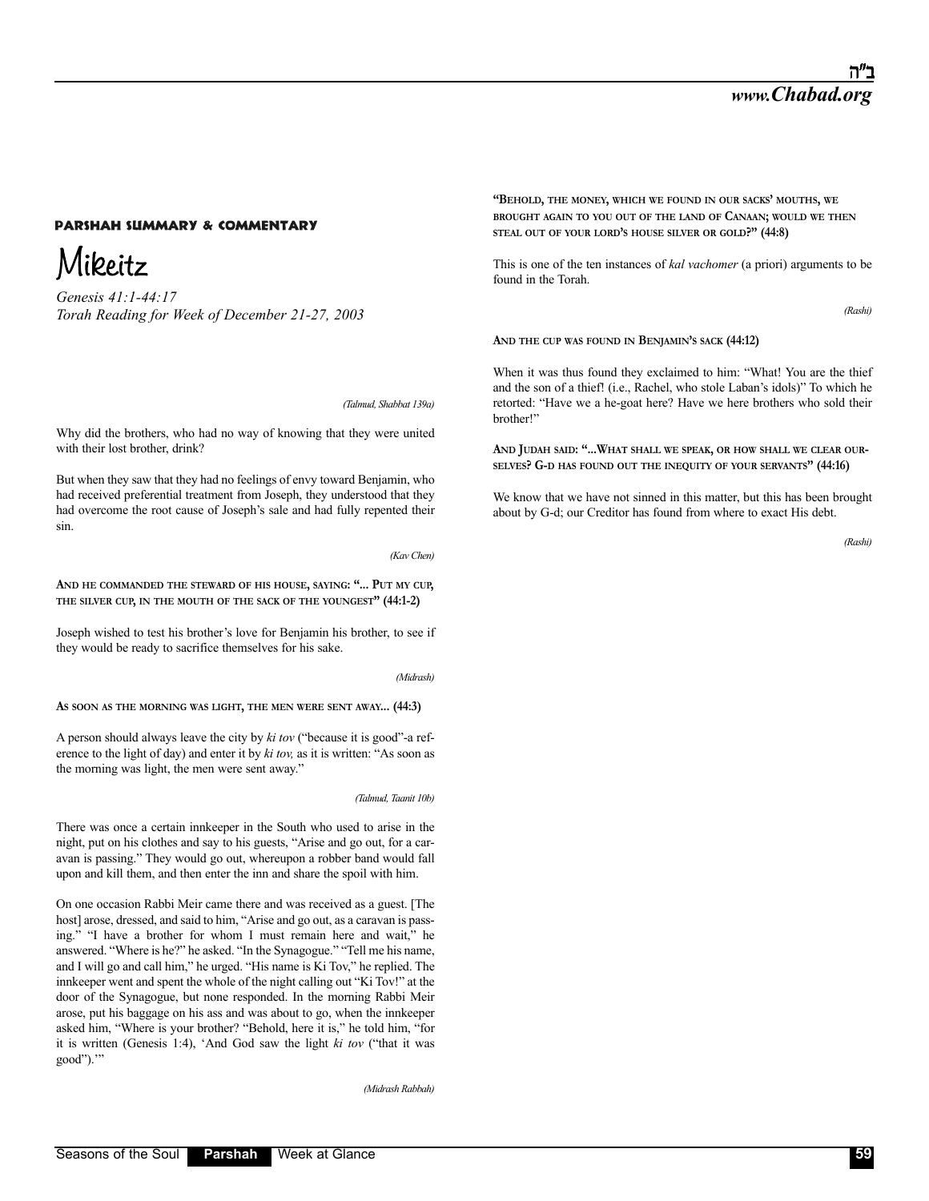### PARSHAH SUMMARY & COMMENTARY

# Mikeitz

*Genesis 41:1-44:17*
*Torah Reading for Week of December 21-27, 2003*

*(Talmud, Shabbat 139a)*

Why did the brothers, who had no way of knowing that they were united with their lost brother, drink?

But when they saw that they had no feelings of envy toward Benjamin, who had received preferential treatment from Joseph, they understood that they had overcome the root cause of Joseph's sale and had fully repented their sin.

*(Kav Chen)*

**AND HE COMMANDED THE STEWARD OF HIS HOUSE, SAYING: "... PUT MY CUP, THE SILVER CUP, IN THE MOUTH OF THE SACK OF THE YOUNGEST" (44:1-2)**

Joseph wished to test his brother's love for Benjamin his brother, to see if they would be ready to sacrifice themselves for his sake.

*(Midrash)*

**AS SOON AS THE MORNING WAS LIGHT, THE MEN WERE SENT AWAY... (44:3)**

A person should always leave the city by *ki tov* ("because it is good"-a reference to the light of day) and enter it by *ki tov,* as it is written: "As soon as the morning was light, the men were sent away."

*(Talmud, Taanit 10b)*

There was once a certain innkeeper in the South who used to arise in the night, put on his clothes and say to his guests, "Arise and go out, for a caravan is passing." They would go out, whereupon a robber band would fall upon and kill them, and then enter the inn and share the spoil with him.

On one occasion Rabbi Meir came there and was received as a guest. [The host] arose, dressed, and said to him, "Arise and go out, as a caravan is passing." "I have a brother for whom I must remain here and wait," he answered. "Where is he?" he asked. "In the Synagogue." "Tell me his name, and I will go and call him," he urged. "His name is Ki Tov," he replied. The innkeeper went and spent the whole of the night calling out "Ki Tov!" at the door of the Synagogue, but none responded. In the morning Rabbi Meir arose, put his baggage on his ass and was about to go, when the innkeeper asked him, "Where is your brother? "Behold, here it is," he told him, "for it is written (Genesis 1:4), 'And God saw the light *ki tov* ("that it was good").'"

*(Midrash Rabbah)*

**"BEHOLD, THE MONEY, WHICH WE FOUND IN OUR SACKS' MOUTHS, WE BROUGHT AGAIN TO YOU OUT OF THE LAND OF CANAAN; WOULD WE THEN STEAL OUT OF YOUR LORD'S HOUSE SILVER OR GOLD?" (44:8)**

This is one of the ten instances of *kal vachomer* (a priori) arguments to be found in the Torah.

*(Rashi)*

**AND THE CUP WAS FOUND IN BENJAMIN'S SACK (44:12)**

When it was thus found they exclaimed to him: "What! You are the thief and the son of a thief! (i.e., Rachel, who stole Laban's idols)" To which he retorted: "Have we a he-goat here? Have we here brothers who sold their brother!"

**AND JUDAH SAID: "...WHAT SHALL WE SPEAK, OR HOW SHALL WE CLEAR OURSELVES? G-D HAS FOUND OUT THE INEQUITY OF YOUR SERVANTS" (44:16)**

We know that we have not sinned in this matter, but this has been brought about by G-d; our Creditor has found from where to exact His debt.

*(Rashi)*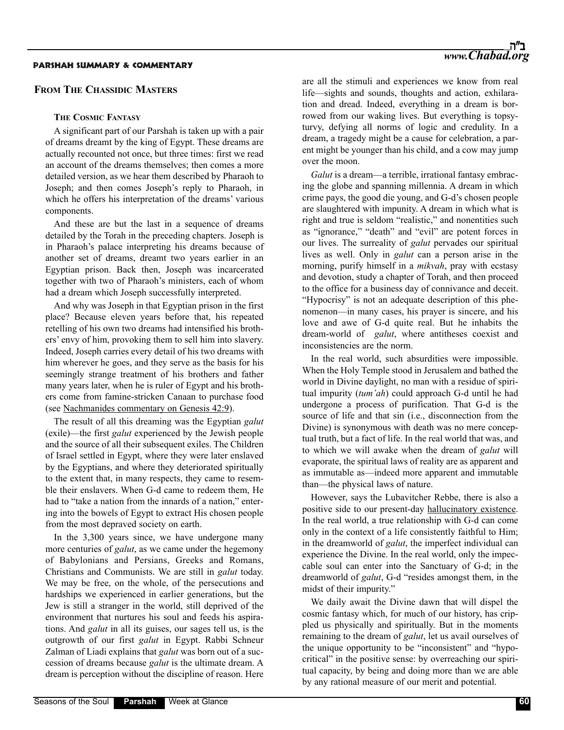## From The Chassidic Masters

### The Cosmic Fantasy

A significant part of our Parshah is taken up with a pair of dreams dreamt by the king of Egypt. These dreams are actually recounted not once, but three times: first we read an account of the dreams themselves; then comes a more detailed version, as we hear them described by Pharaoh to Joseph; and then comes Joseph's reply to Pharaoh, in which he offers his interpretation of the dreams' various components.

And these are but the last in a sequence of dreams detailed by the Torah in the preceding chapters. Joseph is in Pharaoh's palace interpreting his dreams because of another set of dreams, dreamt two years earlier in an Egyptian prison. Back then, Joseph was incarcerated together with two of Pharaoh's ministers, each of whom had a dream which Joseph successfully interpreted.

And why was Joseph in that Egyptian prison in the first place? Because eleven years before that, his repeated retelling of his own two dreams had intensified his brothers' envy of him, provoking them to sell him into slavery. Indeed, Joseph carries every detail of his two dreams with him wherever he goes, and they serve as the basis for his seemingly strange treatment of his brothers and father many years later, when he is ruler of Egypt and his brothers come from famine-stricken Canaan to purchase food (see Nachmanides commentary on Genesis 42:9).

The result of all this dreaming was the Egyptian *galut* (exile)—the first *galut* experienced by the Jewish people and the source of all their subsequent exiles. The Children of Israel settled in Egypt, where they were later enslaved by the Egyptians, and where they deteriorated spiritually to the extent that, in many respects, they came to resemble their enslavers. When G-d came to redeem them, He had to "take a nation from the innards of a nation," entering into the bowels of Egypt to extract His chosen people from the most depraved society on earth.

In the 3,300 years since, we have undergone many more centuries of *galut*, as we came under the hegemony of Babylonians and Persians, Greeks and Romans, Christians and Communists. We are still in *galut* today. We may be free, on the whole, of the persecutions and hardships we experienced in earlier generations, but the Jew is still a stranger in the world, still deprived of the environment that nurtures his soul and feeds his aspirations. And *galut* in all its guises, our sages tell us, is the outgrowth of our first *galut* in Egypt. Rabbi Schneur Zalman of Liadi explains that *galut* was born out of a succession of dreams because *galut* is the ultimate dream. A dream is perception without the discipline of reason. Here are all the stimuli and experiences we know from real life—sights and sounds, thoughts and action, exhilaration and dread. Indeed, everything in a dream is borrowed from our waking lives. But everything is topsy-turvy, defying all norms of logic and credulity. In a dream, a tragedy might be a cause for celebration, a parent might be younger than his child, and a cow may jump over the moon.

*Galut* is a dream—a terrible, irrational fantasy embracing the globe and spanning millennia. A dream in which crime pays, the good die young, and G-d's chosen people are slaughtered with impunity. A dream in which what is right and true is seldom "realistic," and nonentities such as "ignorance," "death" and "evil" are potent forces in our lives. The surreality of *galut* pervades our spiritual lives as well. Only in *galut* can a person arise in the morning, purify himself in a *mikvah*, pray with ecstasy and devotion, study a chapter of Torah, and then proceed to the office for a business day of connivance and deceit. "Hypocrisy" is not an adequate description of this phenomenon—in many cases, his prayer is sincere, and his love and awe of G-d quite real. But he inhabits the dream-world of *galut*, where antitheses coexist and inconsistencies are the norm.

In the real world, such absurdities were impossible. When the Holy Temple stood in Jerusalem and bathed the world in Divine daylight, no man with a residue of spiritual impurity (*tum'ah*) could approach G-d until he had undergone a process of purification. That G-d is the source of life and that sin (i.e., disconnection from the Divine) is synonymous with death was no mere conceptual truth, but a fact of life. In the real world that was, and to which we will awake when the dream of *galut* will evaporate, the spiritual laws of reality are as apparent and as immutable as—indeed more apparent and immutable than—the physical laws of nature.

However, says the Lubavitcher Rebbe, there is also a positive side to our present-day hallucinatory existence. In the real world, a true relationship with G-d can come only in the context of a life consistently faithful to Him; in the dreamworld of *galut*, the imperfect individual can experience the Divine. In the real world, only the impeccable soul can enter into the Sanctuary of G-d; in the dreamworld of *galut*, G-d "resides amongst them, in the midst of their impurity."

We daily await the Divine dawn that will dispel the cosmic fantasy which, for much of our history, has crippled us physically and spiritually. But in the moments remaining to the dream of *galut*, let us avail ourselves of the unique opportunity to be "inconsistent" and "hypocritical" in the positive sense: by overreaching our spiritual capacity, by being and doing more than we are able by any rational measure of our merit and potential.